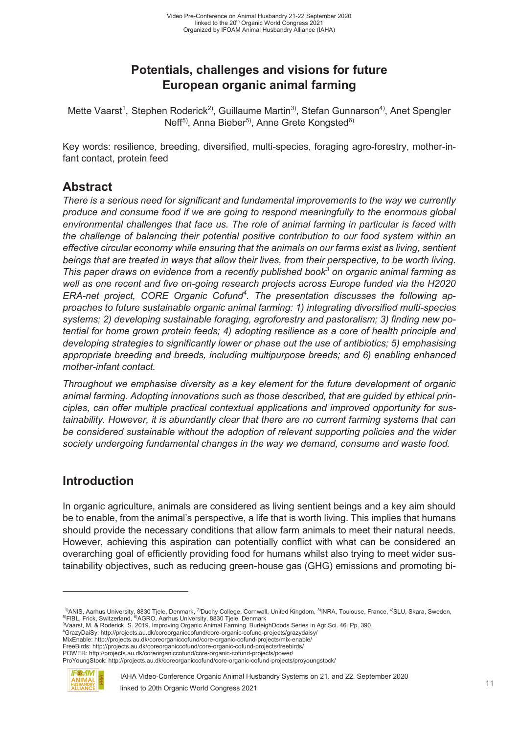# Potentials, challenges and visions for future European organic animal farming

Mette Vaarst[1], Stephen Roderick[2], Guillaume Martin[3], Stefan Gunnarson[4], Anet Spengler Neff[5], Anna Bieber[5], Anne Grete Kongsted[6]

Key words: resilience, breeding, diversified, multi-species, foraging agro-forestry, mother-infant contact, protein feed

## Abstract

*There is a serious need for significant and fundamental improvements to the way we currently produce and consume food if we are going to respond meaningfully to the enormous global environmental challenges that face us. The role of animal farming in particular is faced with the challenge of balancing their potential positive contribution to our food system within an effective circular economy while ensuring that the animals on our farms exist as living, sentient beings that are treated in ways that allow their lives, from their perspective, to be worth living. This paper draws on evidence from a recently published book[3] on organic animal farming as well as one recent and five on-going research projects across Europe funded via the H2020 ERA-net project, CORE Organic Cofund[4]. The presentation discusses the following approaches to future sustainable organic animal farming: 1) integrating diversified multi-species systems; 2) developing sustainable foraging, agroforestry and pastoralism; 3) finding new potential for home grown protein feeds; 4) adopting resilience as a core of health principle and developing strategies to significantly lower or phase out the use of antibiotics; 5) emphasising appropriate breeding and breeds, including multipurpose breeds; and 6) enabling enhanced mother-infant contact.*

*Throughout we emphasise diversity as a key element for the future development of organic animal farming. Adopting innovations such as those described, that are guided by ethical principles, can offer multiple practical contextual applications and improved opportunity for sustainability. However, it is abundantly clear that there are no current farming systems that can be considered sustainable without the adoption of relevant supporting policies and the wider society undergoing fundamental changes in the way we demand, consume and waste food.*

## Introduction

In organic agriculture, animals are considered as living sentient beings and a key aim should be to enable, from the animal's perspective, a life that is worth living. This implies that humans should provide the necessary conditions that allow farm animals to meet their natural needs. However, achieving this aspiration can potentially conflict with what can be considered an overarching goal of efficiently providing food for humans whilst also trying to meet wider sustainability objectives, such as reducing green-house gas (GHG) emissions and promoting bi-

---

[1]ANIS, Aarhus University, 8830 Tjele, Denmark, [2]Duchy College, Cornwall, United Kingdom, [3]INRA, Toulouse, France, [4]SLU, Skara, Sweden, [5]FIBL, Frick, Switzerland, [6]AGRO, Aarhus University, 8830 Tjele, Denmark

[3]Vaarst, M. & Roderick, S. 2019. Improving Organic Animal Farming. BurleighDoods Series in Agr.Sci. 46. Pp. 390.

[4]GrazyDaiSy: http://projects.au.dk/coreorganiccofund/core-organic-cofund-projects/grazydaisy/
MixEnable: http://projects.au.dk/coreorganiccofund/core-organic-cofund-projects/mix-enable/
FreeBirds: http://projects.au.dk/coreorganiccofund/core-organic-cofund-projects/freebirds/
POWER: http://projects.au.dk/coreorganiccofund/core-organic-cofund-projects/power/
ProYoungStock: http://projects.au.dk/coreorganiccofund/core-organic-cofund-projects/proyoungstock/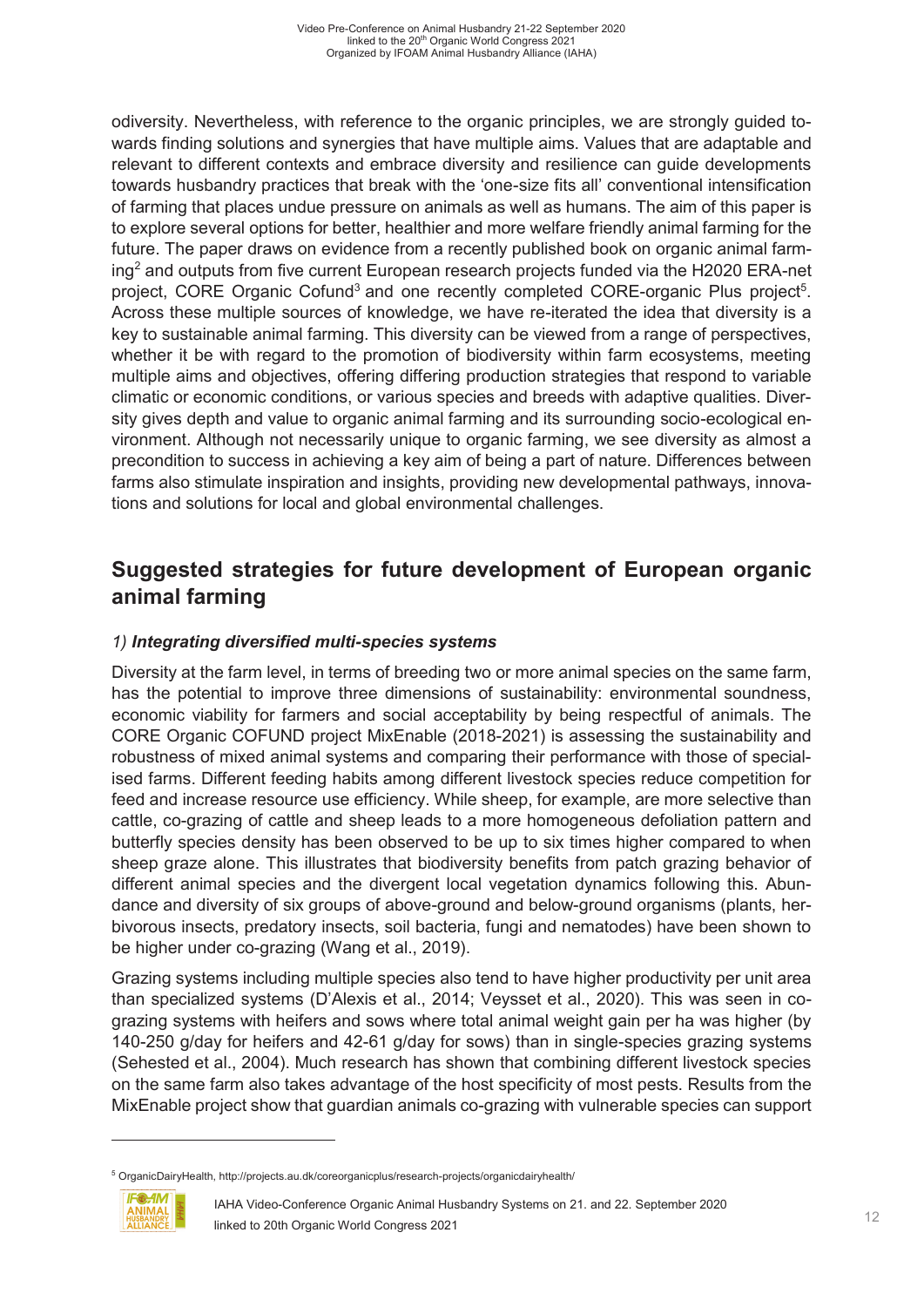odiversity. Nevertheless, with reference to the organic principles, we are strongly guided towards finding solutions and synergies that have multiple aims. Values that are adaptable and relevant to different contexts and embrace diversity and resilience can guide developments towards husbandry practices that break with the 'one-size fits all' conventional intensification of farming that places undue pressure on animals as well as humans. The aim of this paper is to explore several options for better, healthier and more welfare friendly animal farming for the future. The paper draws on evidence from a recently published book on organic animal farming[2] and outputs from five current European research projects funded via the H2020 ERA-net project, CORE Organic Cofund[3] and one recently completed CORE-organic Plus project[5]. Across these multiple sources of knowledge, we have re-iterated the idea that diversity is a key to sustainable animal farming. This diversity can be viewed from a range of perspectives, whether it be with regard to the promotion of biodiversity within farm ecosystems, meeting multiple aims and objectives, offering differing production strategies that respond to variable climatic or economic conditions, or various species and breeds with adaptive qualities. Diversity gives depth and value to organic animal farming and its surrounding socio-ecological environment. Although not necessarily unique to organic farming, we see diversity as almost a precondition to success in achieving a key aim of being a part of nature. Differences between farms also stimulate inspiration and insights, providing new developmental pathways, innovations and solutions for local and global environmental challenges.

## Suggested strategies for future development of European organic animal farming

### *1) Integrating diversified multi-species systems*

Diversity at the farm level, in terms of breeding two or more animal species on the same farm, has the potential to improve three dimensions of sustainability: environmental soundness, economic viability for farmers and social acceptability by being respectful of animals. The CORE Organic COFUND project MixEnable (2018-2021) is assessing the sustainability and robustness of mixed animal systems and comparing their performance with those of specialised farms. Different feeding habits among different livestock species reduce competition for feed and increase resource use efficiency. While sheep, for example, are more selective than cattle, co-grazing of cattle and sheep leads to a more homogeneous defoliation pattern and butterfly species density has been observed to be up to six times higher compared to when sheep graze alone. This illustrates that biodiversity benefits from patch grazing behavior of different animal species and the divergent local vegetation dynamics following this. Abundance and diversity of six groups of above-ground and below-ground organisms (plants, herbivorous insects, predatory insects, soil bacteria, fungi and nematodes) have been shown to be higher under co-grazing (Wang et al., 2019).

Grazing systems including multiple species also tend to have higher productivity per unit area than specialized systems (D'Alexis et al., 2014; Veysset et al., 2020). This was seen in co-grazing systems with heifers and sows where total animal weight gain per ha was higher (by 140-250 g/day for heifers and 42-61 g/day for sows) than in single-species grazing systems (Sehested et al., 2004). Much research has shown that combining different livestock species on the same farm also takes advantage of the host specificity of most pests. Results from the MixEnable project show that guardian animals co-grazing with vulnerable species can support

---

[5] OrganicDairyHealth, http://projects.au.dk/coreorganicplus/research-projects/organicdairyhealth/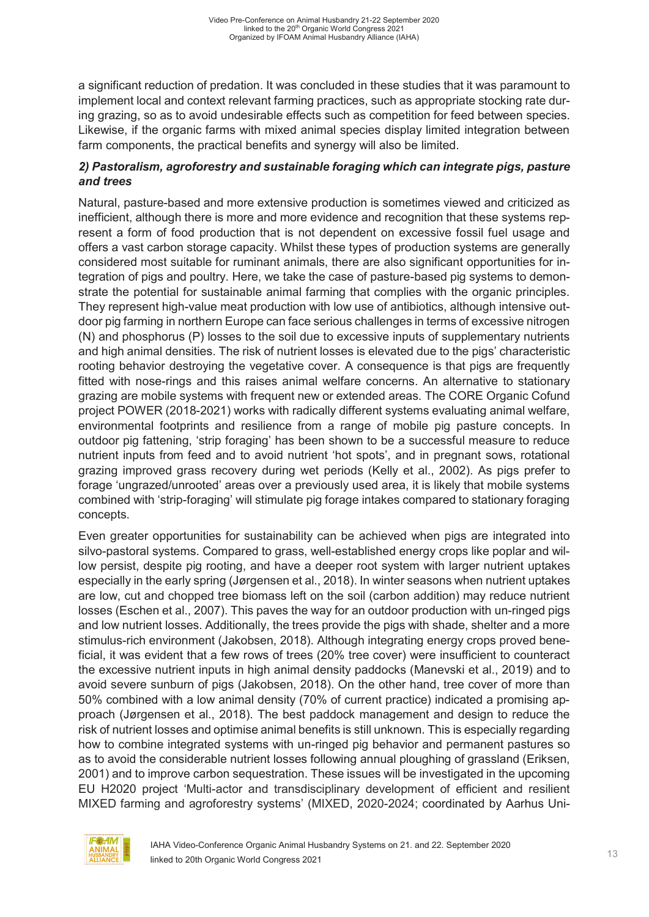a significant reduction of predation. It was concluded in these studies that it was paramount to implement local and context relevant farming practices, such as appropriate stocking rate during grazing, so as to avoid undesirable effects such as competition for feed between species. Likewise, if the organic farms with mixed animal species display limited integration between farm components, the practical benefits and synergy will also be limited.

***2) Pastoralism, agroforestry and sustainable foraging which can integrate pigs, pasture and trees***

Natural, pasture-based and more extensive production is sometimes viewed and criticized as inefficient, although there is more and more evidence and recognition that these systems represent a form of food production that is not dependent on excessive fossil fuel usage and offers a vast carbon storage capacity. Whilst these types of production systems are generally considered most suitable for ruminant animals, there are also significant opportunities for integration of pigs and poultry. Here, we take the case of pasture-based pig systems to demonstrate the potential for sustainable animal farming that complies with the organic principles. They represent high-value meat production with low use of antibiotics, although intensive outdoor pig farming in northern Europe can face serious challenges in terms of excessive nitrogen (N) and phosphorus (P) losses to the soil due to excessive inputs of supplementary nutrients and high animal densities. The risk of nutrient losses is elevated due to the pigs' characteristic rooting behavior destroying the vegetative cover. A consequence is that pigs are frequently fitted with nose-rings and this raises animal welfare concerns. An alternative to stationary grazing are mobile systems with frequent new or extended areas. The CORE Organic Cofund project POWER (2018-2021) works with radically different systems evaluating animal welfare, environmental footprints and resilience from a range of mobile pig pasture concepts. In outdoor pig fattening, 'strip foraging' has been shown to be a successful measure to reduce nutrient inputs from feed and to avoid nutrient 'hot spots', and in pregnant sows, rotational grazing improved grass recovery during wet periods (Kelly et al., 2002). As pigs prefer to forage 'ungrazed/unrooted' areas over a previously used area, it is likely that mobile systems combined with 'strip-foraging' will stimulate pig forage intakes compared to stationary foraging concepts.

Even greater opportunities for sustainability can be achieved when pigs are integrated into silvo-pastoral systems. Compared to grass, well-established energy crops like poplar and willow persist, despite pig rooting, and have a deeper root system with larger nutrient uptakes especially in the early spring (Jørgensen et al., 2018). In winter seasons when nutrient uptakes are low, cut and chopped tree biomass left on the soil (carbon addition) may reduce nutrient losses (Eschen et al., 2007). This paves the way for an outdoor production with un-ringed pigs and low nutrient losses. Additionally, the trees provide the pigs with shade, shelter and a more stimulus-rich environment (Jakobsen, 2018). Although integrating energy crops proved beneficial, it was evident that a few rows of trees (20% tree cover) were insufficient to counteract the excessive nutrient inputs in high animal density paddocks (Manevski et al., 2019) and to avoid severe sunburn of pigs (Jakobsen, 2018). On the other hand, tree cover of more than 50% combined with a low animal density (70% of current practice) indicated a promising approach (Jørgensen et al., 2018). The best paddock management and design to reduce the risk of nutrient losses and optimise animal benefits is still unknown. This is especially regarding how to combine integrated systems with un-ringed pig behavior and permanent pastures so as to avoid the considerable nutrient losses following annual ploughing of grassland (Eriksen, 2001) and to improve carbon sequestration. These issues will be investigated in the upcoming EU H2020 project 'Multi-actor and transdisciplinary development of efficient and resilient MIXED farming and agroforestry systems' (MIXED, 2020-2024; coordinated by Aarhus Uni-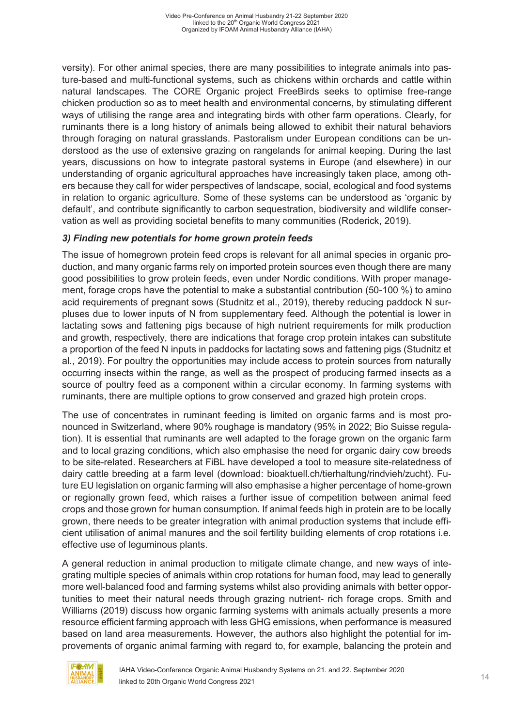versity). For other animal species, there are many possibilities to integrate animals into pasture-based and multi-functional systems, such as chickens within orchards and cattle within natural landscapes. The CORE Organic project FreeBirds seeks to optimise free-range chicken production so as to meet health and environmental concerns, by stimulating different ways of utilising the range area and integrating birds with other farm operations. Clearly, for ruminants there is a long history of animals being allowed to exhibit their natural behaviors through foraging on natural grasslands. Pastoralism under European conditions can be understood as the use of extensive grazing on rangelands for animal keeping. During the last years, discussions on how to integrate pastoral systems in Europe (and elsewhere) in our understanding of organic agricultural approaches have increasingly taken place, among others because they call for wider perspectives of landscape, social, ecological and food systems in relation to organic agriculture. Some of these systems can be understood as 'organic by default', and contribute significantly to carbon sequestration, biodiversity and wildlife conservation as well as providing societal benefits to many communities (Roderick, 2019).

### *3) Finding new potentials for home grown protein feeds*

The issue of homegrown protein feed crops is relevant for all animal species in organic production, and many organic farms rely on imported protein sources even though there are many good possibilities to grow protein feeds, even under Nordic conditions. With proper management, forage crops have the potential to make a substantial contribution (50-100 %) to amino acid requirements of pregnant sows (Studnitz et al., 2019), thereby reducing paddock N surpluses due to lower inputs of N from supplementary feed. Although the potential is lower in lactating sows and fattening pigs because of high nutrient requirements for milk production and growth, respectively, there are indications that forage crop protein intakes can substitute a proportion of the feed N inputs in paddocks for lactating sows and fattening pigs (Studnitz et al., 2019). For poultry the opportunities may include access to protein sources from naturally occurring insects within the range, as well as the prospect of producing farmed insects as a source of poultry feed as a component within a circular economy. In farming systems with ruminants, there are multiple options to grow conserved and grazed high protein crops.

The use of concentrates in ruminant feeding is limited on organic farms and is most pronounced in Switzerland, where 90% roughage is mandatory (95% in 2022; Bio Suisse regulation). It is essential that ruminants are well adapted to the forage grown on the organic farm and to local grazing conditions, which also emphasise the need for organic dairy cow breeds to be site-related. Researchers at FiBL have developed a tool to measure site-relatedness of dairy cattle breeding at a farm level (download: bioaktuell.ch/tierhaltung/rindvieh/zucht). Future EU legislation on organic farming will also emphasise a higher percentage of home-grown or regionally grown feed, which raises a further issue of competition between animal feed crops and those grown for human consumption. If animal feeds high in protein are to be locally grown, there needs to be greater integration with animal production systems that include efficient utilisation of animal manures and the soil fertility building elements of crop rotations i.e. effective use of leguminous plants.

A general reduction in animal production to mitigate climate change, and new ways of integrating multiple species of animals within crop rotations for human food, may lead to generally more well-balanced food and farming systems whilst also providing animals with better opportunities to meet their natural needs through grazing nutrient- rich forage crops. Smith and Williams (2019) discuss how organic farming systems with animals actually presents a more resource efficient farming approach with less GHG emissions, when performance is measured based on land area measurements. However, the authors also highlight the potential for improvements of organic animal farming with regard to, for example, balancing the protein and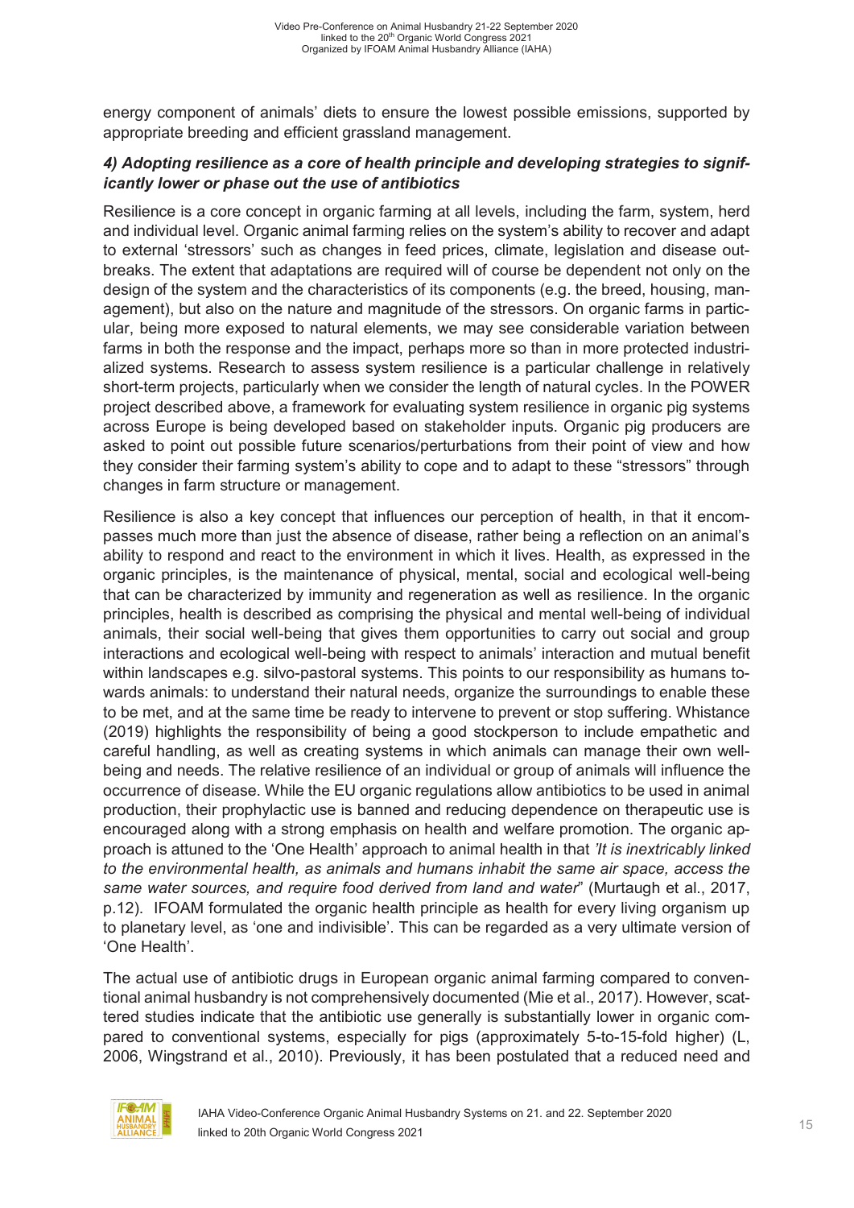energy component of animals' diets to ensure the lowest possible emissions, supported by appropriate breeding and efficient grassland management.

### *4) Adopting resilience as a core of health principle and developing strategies to significantly lower or phase out the use of antibiotics*

Resilience is a core concept in organic farming at all levels, including the farm, system, herd and individual level. Organic animal farming relies on the system's ability to recover and adapt to external 'stressors' such as changes in feed prices, climate, legislation and disease outbreaks. The extent that adaptations are required will of course be dependent not only on the design of the system and the characteristics of its components (e.g. the breed, housing, management), but also on the nature and magnitude of the stressors. On organic farms in particular, being more exposed to natural elements, we may see considerable variation between farms in both the response and the impact, perhaps more so than in more protected industrialized systems. Research to assess system resilience is a particular challenge in relatively short-term projects, particularly when we consider the length of natural cycles. In the POWER project described above, a framework for evaluating system resilience in organic pig systems across Europe is being developed based on stakeholder inputs. Organic pig producers are asked to point out possible future scenarios/perturbations from their point of view and how they consider their farming system's ability to cope and to adapt to these "stressors" through changes in farm structure or management.

Resilience is also a key concept that influences our perception of health, in that it encompasses much more than just the absence of disease, rather being a reflection on an animal's ability to respond and react to the environment in which it lives. Health, as expressed in the organic principles, is the maintenance of physical, mental, social and ecological well-being that can be characterized by immunity and regeneration as well as resilience. In the organic principles, health is described as comprising the physical and mental well-being of individual animals, their social well-being that gives them opportunities to carry out social and group interactions and ecological well-being with respect to animals' interaction and mutual benefit within landscapes e.g. silvo-pastoral systems. This points to our responsibility as humans towards animals: to understand their natural needs, organize the surroundings to enable these to be met, and at the same time be ready to intervene to prevent or stop suffering. Whistance (2019) highlights the responsibility of being a good stockperson to include empathetic and careful handling, as well as creating systems in which animals can manage their own well-being and needs. The relative resilience of an individual or group of animals will influence the occurrence of disease. While the EU organic regulations allow antibiotics to be used in animal production, their prophylactic use is banned and reducing dependence on therapeutic use is encouraged along with a strong emphasis on health and welfare promotion. The organic approach is attuned to the 'One Health' approach to animal health in that *'It is inextricably linked to the environmental health, as animals and humans inhabit the same air space, access the same water sources, and require food derived from land and water*" (Murtaugh et al., 2017, p.12). IFOAM formulated the organic health principle as health for every living organism up to planetary level, as 'one and indivisible'. This can be regarded as a very ultimate version of 'One Health'.

The actual use of antibiotic drugs in European organic animal farming compared to conventional animal husbandry is not comprehensively documented (Mie et al., 2017). However, scattered studies indicate that the antibiotic use generally is substantially lower in organic compared to conventional systems, especially for pigs (approximately 5-to-15-fold higher) (L, 2006, Wingstrand et al., 2010). Previously, it has been postulated that a reduced need and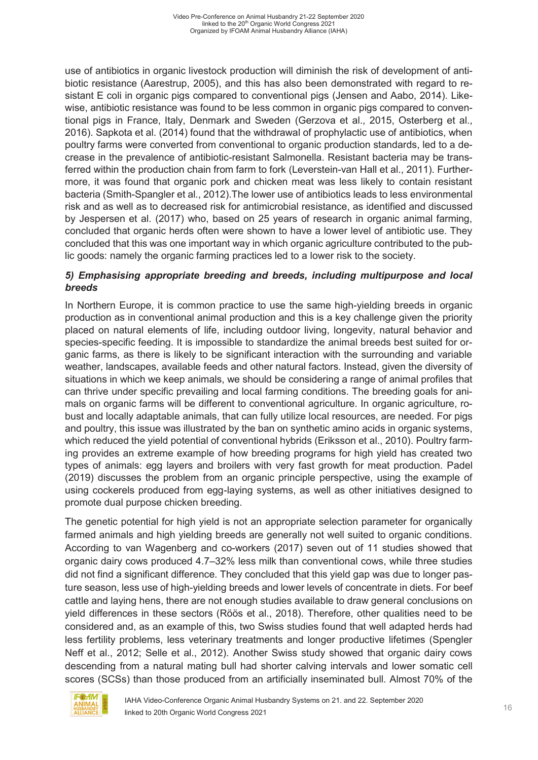use of antibiotics in organic livestock production will diminish the risk of development of antibiotic resistance (Aarestrup, 2005), and this has also been demonstrated with regard to resistant E coli in organic pigs compared to conventional pigs (Jensen and Aabo, 2014). Likewise, antibiotic resistance was found to be less common in organic pigs compared to conventional pigs in France, Italy, Denmark and Sweden (Gerzova et al., 2015, Osterberg et al., 2016). Sapkota et al. (2014) found that the withdrawal of prophylactic use of antibiotics, when poultry farms were converted from conventional to organic production standards, led to a decrease in the prevalence of antibiotic-resistant Salmonella. Resistant bacteria may be transferred within the production chain from farm to fork (Leverstein-van Hall et al., 2011). Furthermore, it was found that organic pork and chicken meat was less likely to contain resistant bacteria (Smith-Spangler et al., 2012).The lower use of antibiotics leads to less environmental risk and as well as to decreased risk for antimicrobial resistance, as identified and discussed by Jespersen et al. (2017) who, based on 25 years of research in organic animal farming, concluded that organic herds often were shown to have a lower level of antibiotic use. They concluded that this was one important way in which organic agriculture contributed to the public goods: namely the organic farming practices led to a lower risk to the society.

### *5) Emphasising appropriate breeding and breeds, including multipurpose and local breeds*

In Northern Europe, it is common practice to use the same high-yielding breeds in organic production as in conventional animal production and this is a key challenge given the priority placed on natural elements of life, including outdoor living, longevity, natural behavior and species-specific feeding. It is impossible to standardize the animal breeds best suited for organic farms, as there is likely to be significant interaction with the surrounding and variable weather, landscapes, available feeds and other natural factors. Instead, given the diversity of situations in which we keep animals, we should be considering a range of animal profiles that can thrive under specific prevailing and local farming conditions. The breeding goals for animals on organic farms will be different to conventional agriculture. In organic agriculture, robust and locally adaptable animals, that can fully utilize local resources, are needed. For pigs and poultry, this issue was illustrated by the ban on synthetic amino acids in organic systems, which reduced the yield potential of conventional hybrids (Eriksson et al., 2010). Poultry farming provides an extreme example of how breeding programs for high yield has created two types of animals: egg layers and broilers with very fast growth for meat production. Padel (2019) discusses the problem from an organic principle perspective, using the example of using cockerels produced from egg-laying systems, as well as other initiatives designed to promote dual purpose chicken breeding.

The genetic potential for high yield is not an appropriate selection parameter for organically farmed animals and high yielding breeds are generally not well suited to organic conditions. According to van Wagenberg and co-workers (2017) seven out of 11 studies showed that organic dairy cows produced 4.7–32% less milk than conventional cows, while three studies did not find a significant difference. They concluded that this yield gap was due to longer pasture season, less use of high-yielding breeds and lower levels of concentrate in diets. For beef cattle and laying hens, there are not enough studies available to draw general conclusions on yield differences in these sectors (Röös et al., 2018). Therefore, other qualities need to be considered and, as an example of this, two Swiss studies found that well adapted herds had less fertility problems, less veterinary treatments and longer productive lifetimes (Spengler Neff et al., 2012; Selle et al., 2012). Another Swiss study showed that organic dairy cows descending from a natural mating bull had shorter calving intervals and lower somatic cell scores (SCSs) than those produced from an artificially inseminated bull. Almost 70% of the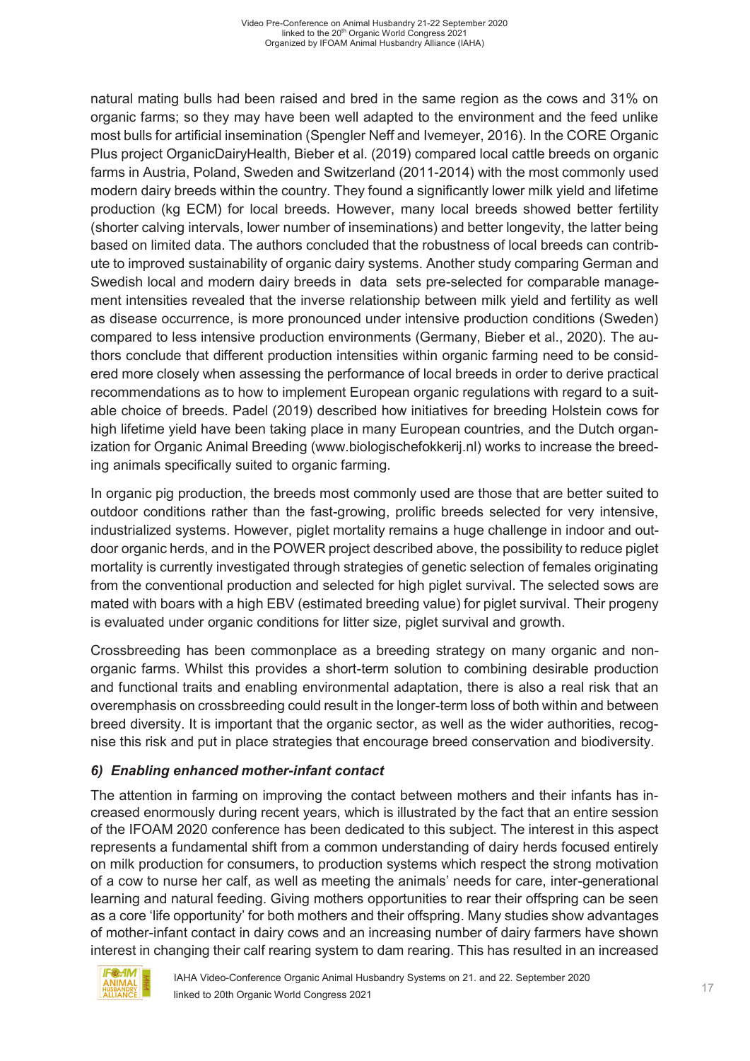natural mating bulls had been raised and bred in the same region as the cows and 31% on organic farms; so they may have been well adapted to the environment and the feed unlike most bulls for artificial insemination (Spengler Neff and Ivemeyer, 2016). In the CORE Organic Plus project OrganicDairyHealth, Bieber et al. (2019) compared local cattle breeds on organic farms in Austria, Poland, Sweden and Switzerland (2011-2014) with the most commonly used modern dairy breeds within the country. They found a significantly lower milk yield and lifetime production (kg ECM) for local breeds. However, many local breeds showed better fertility (shorter calving intervals, lower number of inseminations) and better longevity, the latter being based on limited data. The authors concluded that the robustness of local breeds can contribute to improved sustainability of organic dairy systems. Another study comparing German and Swedish local and modern dairy breeds in data sets pre-selected for comparable management intensities revealed that the inverse relationship between milk yield and fertility as well as disease occurrence, is more pronounced under intensive production conditions (Sweden) compared to less intensive production environments (Germany, Bieber et al., 2020). The authors conclude that different production intensities within organic farming need to be considered more closely when assessing the performance of local breeds in order to derive practical recommendations as to how to implement European organic regulations with regard to a suitable choice of breeds. Padel (2019) described how initiatives for breeding Holstein cows for high lifetime yield have been taking place in many European countries, and the Dutch organization for Organic Animal Breeding (www.biologischefokkerij.nl) works to increase the breeding animals specifically suited to organic farming.

In organic pig production, the breeds most commonly used are those that are better suited to outdoor conditions rather than the fast-growing, prolific breeds selected for very intensive, industrialized systems. However, piglet mortality remains a huge challenge in indoor and outdoor organic herds, and in the POWER project described above, the possibility to reduce piglet mortality is currently investigated through strategies of genetic selection of females originating from the conventional production and selected for high piglet survival. The selected sows are mated with boars with a high EBV (estimated breeding value) for piglet survival. Their progeny is evaluated under organic conditions for litter size, piglet survival and growth.

Crossbreeding has been commonplace as a breeding strategy on many organic and non-organic farms. Whilst this provides a short-term solution to combining desirable production and functional traits and enabling environmental adaptation, there is also a real risk that an overemphasis on crossbreeding could result in the longer-term loss of both within and between breed diversity. It is important that the organic sector, as well as the wider authorities, recognise this risk and put in place strategies that encourage breed conservation and biodiversity.

### *6) Enabling enhanced mother-infant contact*

The attention in farming on improving the contact between mothers and their infants has increased enormously during recent years, which is illustrated by the fact that an entire session of the IFOAM 2020 conference has been dedicated to this subject. The interest in this aspect represents a fundamental shift from a common understanding of dairy herds focused entirely on milk production for consumers, to production systems which respect the strong motivation of a cow to nurse her calf, as well as meeting the animals' needs for care, inter-generational learning and natural feeding. Giving mothers opportunities to rear their offspring can be seen as a core 'life opportunity' for both mothers and their offspring. Many studies show advantages of mother-infant contact in dairy cows and an increasing number of dairy farmers have shown interest in changing their calf rearing system to dam rearing. This has resulted in an increased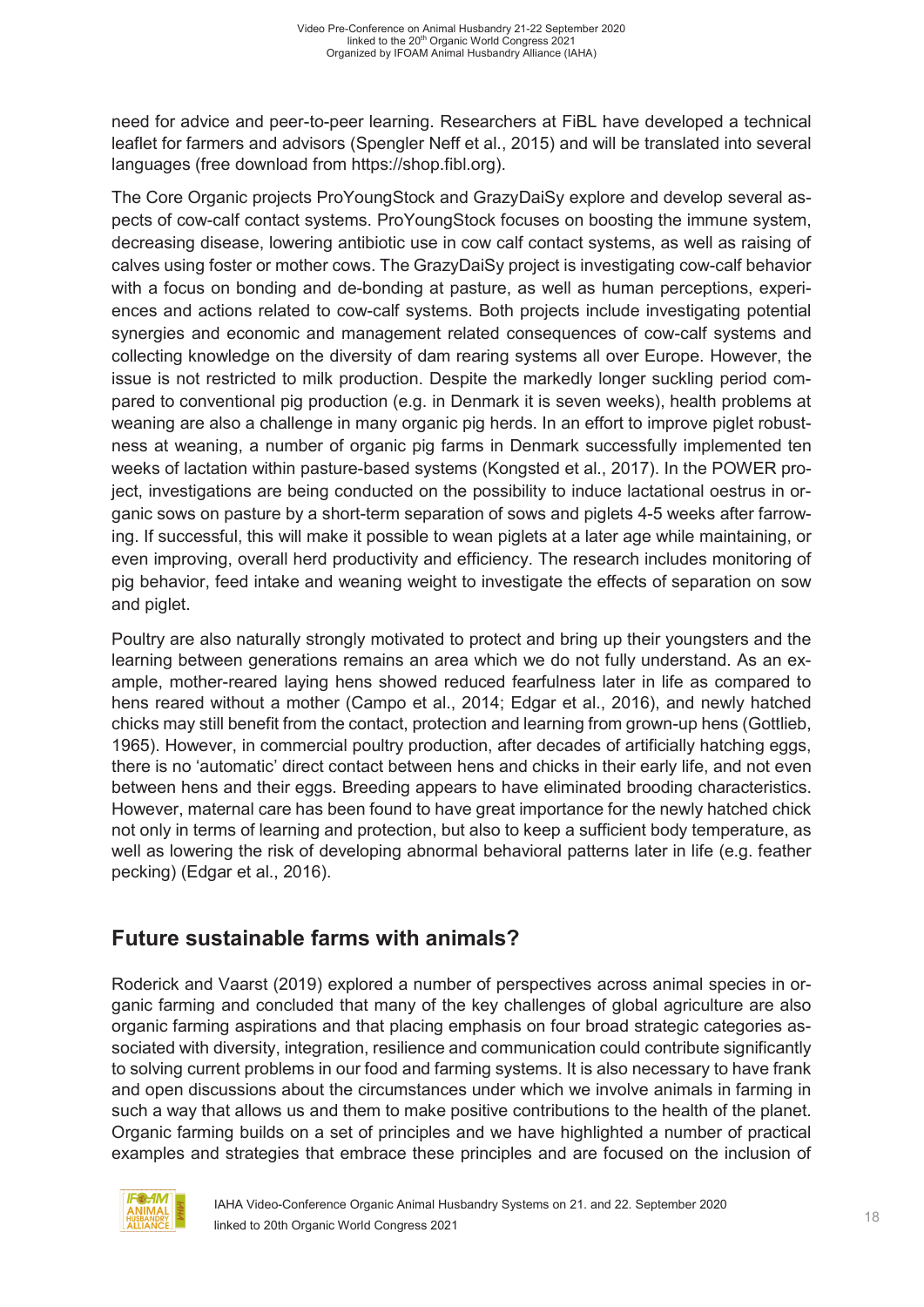need for advice and peer-to-peer learning. Researchers at FiBL have developed a technical leaflet for farmers and advisors (Spengler Neff et al., 2015) and will be translated into several languages (free download from https://shop.fibl.org).

The Core Organic projects ProYoungStock and GrazyDaiSy explore and develop several aspects of cow-calf contact systems. ProYoungStock focuses on boosting the immune system, decreasing disease, lowering antibiotic use in cow calf contact systems, as well as raising of calves using foster or mother cows. The GrazyDaiSy project is investigating cow-calf behavior with a focus on bonding and de-bonding at pasture, as well as human perceptions, experiences and actions related to cow-calf systems. Both projects include investigating potential synergies and economic and management related consequences of cow-calf systems and collecting knowledge on the diversity of dam rearing systems all over Europe. However, the issue is not restricted to milk production. Despite the markedly longer suckling period compared to conventional pig production (e.g. in Denmark it is seven weeks), health problems at weaning are also a challenge in many organic pig herds. In an effort to improve piglet robustness at weaning, a number of organic pig farms in Denmark successfully implemented ten weeks of lactation within pasture-based systems (Kongsted et al., 2017). In the POWER project, investigations are being conducted on the possibility to induce lactational oestrus in organic sows on pasture by a short-term separation of sows and piglets 4-5 weeks after farrowing. If successful, this will make it possible to wean piglets at a later age while maintaining, or even improving, overall herd productivity and efficiency. The research includes monitoring of pig behavior, feed intake and weaning weight to investigate the effects of separation on sow and piglet.

Poultry are also naturally strongly motivated to protect and bring up their youngsters and the learning between generations remains an area which we do not fully understand. As an example, mother-reared laying hens showed reduced fearfulness later in life as compared to hens reared without a mother (Campo et al., 2014; Edgar et al., 2016), and newly hatched chicks may still benefit from the contact, protection and learning from grown-up hens (Gottlieb, 1965). However, in commercial poultry production, after decades of artificially hatching eggs, there is no 'automatic' direct contact between hens and chicks in their early life, and not even between hens and their eggs. Breeding appears to have eliminated brooding characteristics. However, maternal care has been found to have great importance for the newly hatched chick not only in terms of learning and protection, but also to keep a sufficient body temperature, as well as lowering the risk of developing abnormal behavioral patterns later in life (e.g. feather pecking) (Edgar et al., 2016).

## Future sustainable farms with animals?

Roderick and Vaarst (2019) explored a number of perspectives across animal species in organic farming and concluded that many of the key challenges of global agriculture are also organic farming aspirations and that placing emphasis on four broad strategic categories associated with diversity, integration, resilience and communication could contribute significantly to solving current problems in our food and farming systems. It is also necessary to have frank and open discussions about the circumstances under which we involve animals in farming in such a way that allows us and them to make positive contributions to the health of the planet. Organic farming builds on a set of principles and we have highlighted a number of practical examples and strategies that embrace these principles and are focused on the inclusion of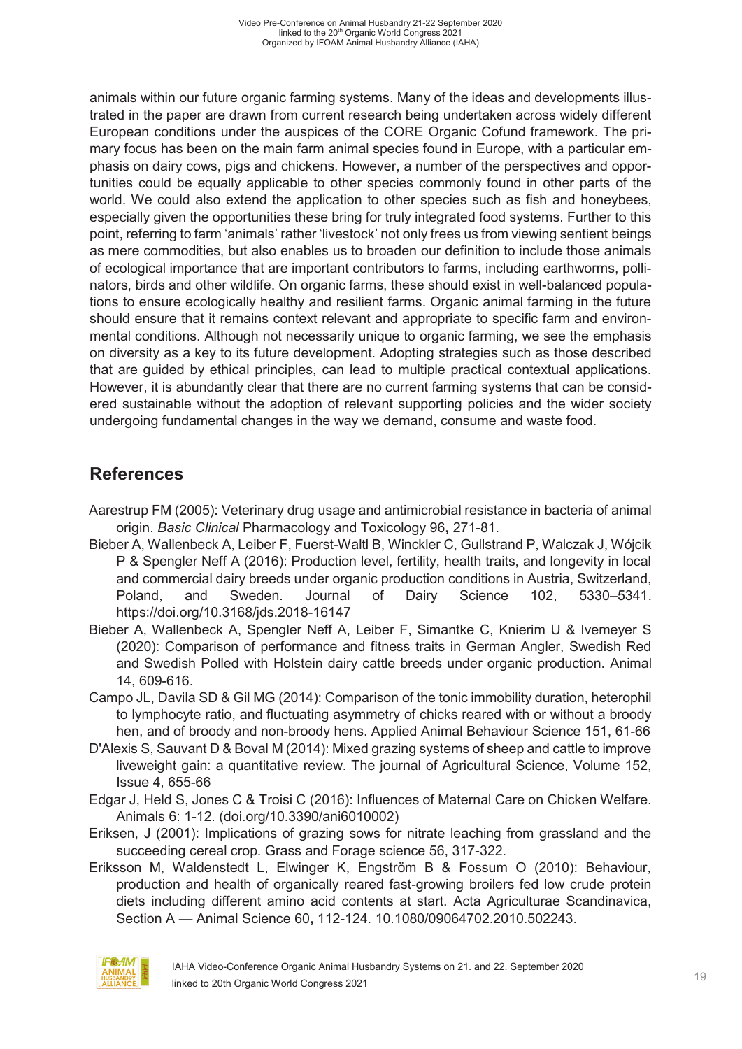animals within our future organic farming systems. Many of the ideas and developments illustrated in the paper are drawn from current research being undertaken across widely different European conditions under the auspices of the CORE Organic Cofund framework. The primary focus has been on the main farm animal species found in Europe, with a particular emphasis on dairy cows, pigs and chickens. However, a number of the perspectives and opportunities could be equally applicable to other species commonly found in other parts of the world. We could also extend the application to other species such as fish and honeybees, especially given the opportunities these bring for truly integrated food systems. Further to this point, referring to farm 'animals' rather 'livestock' not only frees us from viewing sentient beings as mere commodities, but also enables us to broaden our definition to include those animals of ecological importance that are important contributors to farms, including earthworms, pollinators, birds and other wildlife. On organic farms, these should exist in well-balanced populations to ensure ecologically healthy and resilient farms. Organic animal farming in the future should ensure that it remains context relevant and appropriate to specific farm and environmental conditions. Although not necessarily unique to organic farming, we see the emphasis on diversity as a key to its future development. Adopting strategies such as those described that are guided by ethical principles, can lead to multiple practical contextual applications. However, it is abundantly clear that there are no current farming systems that can be considered sustainable without the adoption of relevant supporting policies and the wider society undergoing fundamental changes in the way we demand, consume and waste food.

## References

Aarestrup FM (2005): Veterinary drug usage and antimicrobial resistance in bacteria of animal origin. *Basic Clinical* Pharmacology and Toxicology 96**,** 271-81.

Bieber A, Wallenbeck A, Leiber F, Fuerst-Waltl B, Winckler C, Gullstrand P, Walczak J, Wójcik P & Spengler Neff A (2016): Production level, fertility, health traits, and longevity in local and commercial dairy breeds under organic production conditions in Austria, Switzerland, Poland, and Sweden. Journal of Dairy Science 102, 5330–5341. https://doi.org/10.3168/jds.2018-16147

Bieber A, Wallenbeck A, Spengler Neff A, Leiber F, Simantke C, Knierim U & Ivemeyer S (2020): Comparison of performance and fitness traits in German Angler, Swedish Red and Swedish Polled with Holstein dairy cattle breeds under organic production. Animal 14, 609-616.

Campo JL, Davila SD & Gil MG (2014): Comparison of the tonic immobility duration, heterophil to lymphocyte ratio, and fluctuating asymmetry of chicks reared with or without a broody hen, and of broody and non-broody hens. Applied Animal Behaviour Science 151, 61-66

D'Alexis S, Sauvant D & Boval M (2014): Mixed grazing systems of sheep and cattle to improve liveweight gain: a quantitative review. The journal of Agricultural Science, Volume 152, Issue 4, 655-66

Edgar J, Held S, Jones C & Troisi C (2016): Influences of Maternal Care on Chicken Welfare. Animals 6: 1-12. (doi.org/10.3390/ani6010002)

Eriksen, J (2001): Implications of grazing sows for nitrate leaching from grassland and the succeeding cereal crop. Grass and Forage science 56, 317-322.

Eriksson M, Waldenstedt L, Elwinger K, Engström B & Fossum O (2010): Behaviour, production and health of organically reared fast-growing broilers fed low crude protein diets including different amino acid contents at start. Acta Agriculturae Scandinavica, Section A — Animal Science 60**,** 112-124. 10.1080/09064702.2010.502243.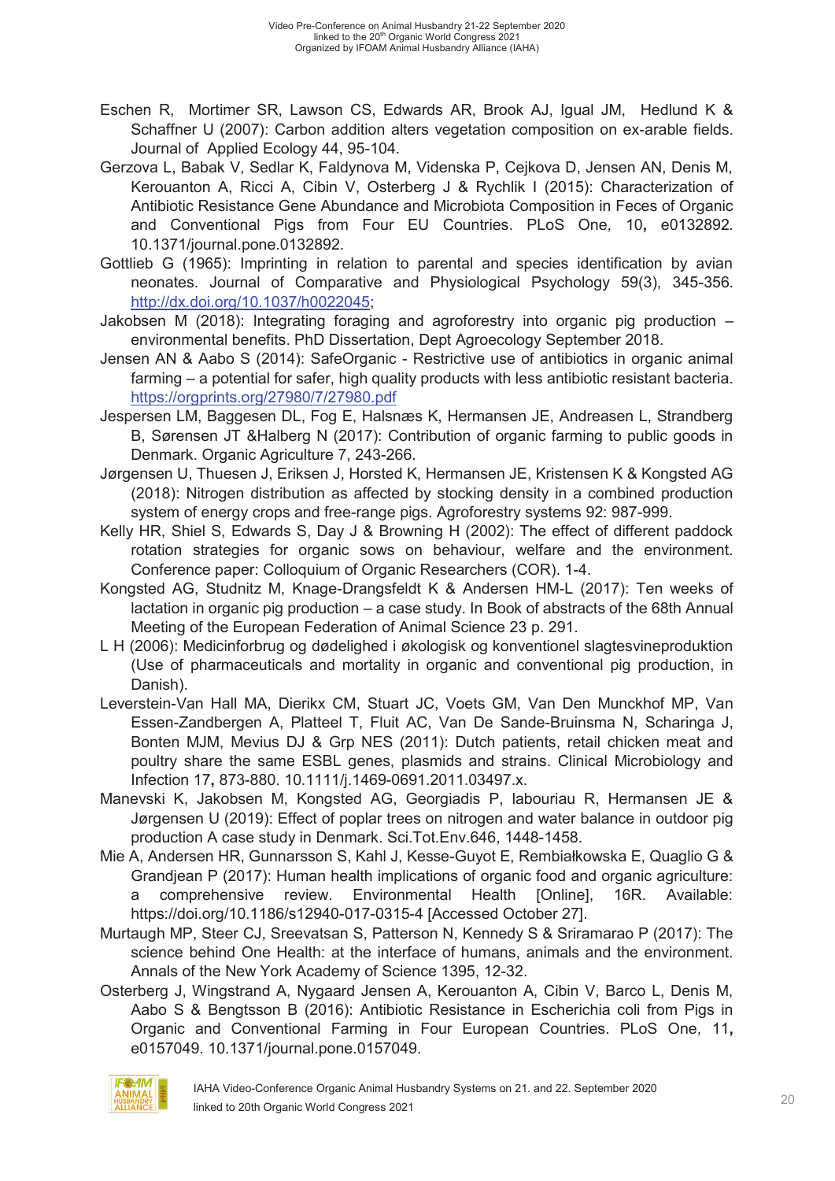Eschen R, Mortimer SR, Lawson CS, Edwards AR, Brook AJ, Igual JM, Hedlund K & Schaffner U (2007): Carbon addition alters vegetation composition on ex-arable fields. Journal of Applied Ecology 44, 95-104.

Gerzova L, Babak V, Sedlar K, Faldynova M, Videnska P, Cejkova D, Jensen AN, Denis M, Kerouanton A, Ricci A, Cibin V, Osterberg J & Rychlik I (2015): Characterization of Antibiotic Resistance Gene Abundance and Microbiota Composition in Feces of Organic and Conventional Pigs from Four EU Countries. PLoS One, 10, e0132892. 10.1371/journal.pone.0132892.

Gottlieb G (1965): Imprinting in relation to parental and species identification by avian neonates. Journal of Comparative and Physiological Psychology 59(3), 345-356. http://dx.doi.org/10.1037/h0022045;

Jakobsen M (2018): Integrating foraging and agroforestry into organic pig production – environmental benefits. PhD Dissertation, Dept Agroecology September 2018.

Jensen AN & Aabo S (2014): SafeOrganic - Restrictive use of antibiotics in organic animal farming – a potential for safer, high quality products with less antibiotic resistant bacteria. https://orgprints.org/27980/7/27980.pdf

Jespersen LM, Baggesen DL, Fog E, Halsnæs K, Hermansen JE, Andreasen L, Strandberg B, Sørensen JT &Halberg N (2017): Contribution of organic farming to public goods in Denmark. Organic Agriculture 7, 243-266.

Jørgensen U, Thuesen J, Eriksen J, Horsted K, Hermansen JE, Kristensen K & Kongsted AG (2018): Nitrogen distribution as affected by stocking density in a combined production system of energy crops and free-range pigs. Agroforestry systems 92: 987-999.

Kelly HR, Shiel S, Edwards S, Day J & Browning H (2002): The effect of different paddock rotation strategies for organic sows on behaviour, welfare and the environment. Conference paper: Colloquium of Organic Researchers (COR). 1-4.

Kongsted AG, Studnitz M, Knage-Drangsfeldt K & Andersen HM-L (2017): Ten weeks of lactation in organic pig production – a case study. In Book of abstracts of the 68th Annual Meeting of the European Federation of Animal Science 23 p. 291.

L H (2006): Medicinforbrug og dødelighed i økologisk og konventionel slagtesvineproduktion (Use of pharmaceuticals and mortality in organic and conventional pig production, in Danish).

Leverstein-Van Hall MA, Dierikx CM, Stuart JC, Voets GM, Van Den Munckhof MP, Van Essen-Zandbergen A, Platteel T, Fluit AC, Van De Sande-Bruinsma N, Scharinga J, Bonten MJM, Mevius DJ & Grp NES (2011): Dutch patients, retail chicken meat and poultry share the same ESBL genes, plasmids and strains. Clinical Microbiology and Infection 17, 873-880. 10.1111/j.1469-0691.2011.03497.x.

Manevski K, Jakobsen M, Kongsted AG, Georgiadis P, labouriau R, Hermansen JE & Jørgensen U (2019): Effect of poplar trees on nitrogen and water balance in outdoor pig production A case study in Denmark. Sci.Tot.Env.646, 1448-1458.

Mie A, Andersen HR, Gunnarsson S, Kahl J, Kesse-Guyot E, Rembiałkowska E, Quaglio G & Grandjean P (2017): Human health implications of organic food and organic agriculture: a comprehensive review. Environmental Health [Online], 16R. Available: https://doi.org/10.1186/s12940-017-0315-4 [Accessed October 27].

Murtaugh MP, Steer CJ, Sreevatsan S, Patterson N, Kennedy S & Sriramarao P (2017): The science behind One Health: at the interface of humans, animals and the environment. Annals of the New York Academy of Science 1395, 12-32.

Osterberg J, Wingstrand A, Nygaard Jensen A, Kerouanton A, Cibin V, Barco L, Denis M, Aabo S & Bengtsson B (2016): Antibiotic Resistance in Escherichia coli from Pigs in Organic and Conventional Farming in Four European Countries. PLoS One, 11, e0157049. 10.1371/journal.pone.0157049.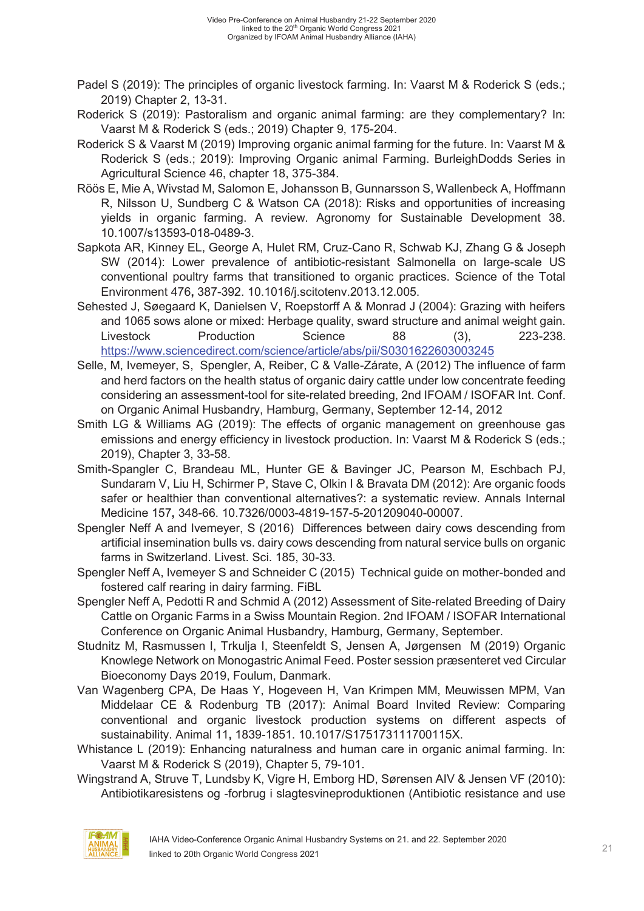Padel S (2019): The principles of organic livestock farming. In: Vaarst M & Roderick S (eds.; 2019) Chapter 2, 13-31.

Roderick S (2019): Pastoralism and organic animal farming: are they complementary? In: Vaarst M & Roderick S (eds.; 2019) Chapter 9, 175-204.

Roderick S & Vaarst M (2019) Improving organic animal farming for the future. In: Vaarst M & Roderick S (eds.; 2019): Improving Organic animal Farming. BurleighDodds Series in Agricultural Science 46, chapter 18, 375-384.

Röös E, Mie A, Wivstad M, Salomon E, Johansson B, Gunnarsson S, Wallenbeck A, Hoffmann R, Nilsson U, Sundberg C & Watson CA (2018): Risks and opportunities of increasing yields in organic farming. A review. Agronomy for Sustainable Development 38. 10.1007/s13593-018-0489-3.

Sapkota AR, Kinney EL, George A, Hulet RM, Cruz-Cano R, Schwab KJ, Zhang G & Joseph SW (2014): Lower prevalence of antibiotic-resistant Salmonella on large-scale US conventional poultry farms that transitioned to organic practices. Science of the Total Environment 476**,** 387-392. 10.1016/j.scitotenv.2013.12.005.

Sehested J, Søegaard K, Danielsen V, Roepstorff A & Monrad J (2004): Grazing with heifers and 1065 sows alone or mixed: Herbage quality, sward structure and animal weight gain. Livestock Production Science 88 (3), 223-238. https://www.sciencedirect.com/science/article/abs/pii/S0301622603003245

Selle, M, Ivemeyer, S, Spengler, A, Reiber, C & Valle-Zárate, A (2012) The influence of farm and herd factors on the health status of organic dairy cattle under low concentrate feeding considering an assessment-tool for site-related breeding, 2nd IFOAM / ISOFAR Int. Conf. on Organic Animal Husbandry, Hamburg, Germany, September 12-14, 2012

Smith LG & Williams AG (2019): The effects of organic management on greenhouse gas emissions and energy efficiency in livestock production. In: Vaarst M & Roderick S (eds.; 2019), Chapter 3, 33-58.

Smith-Spangler C, Brandeau ML, Hunter GE & Bavinger JC, Pearson M, Eschbach PJ, Sundaram V, Liu H, Schirmer P, Stave C, Olkin I & Bravata DM (2012): Are organic foods safer or healthier than conventional alternatives?: a systematic review. Annals Internal Medicine 157**,** 348-66. 10.7326/0003-4819-157-5-201209040-00007.

Spengler Neff A and Ivemeyer, S (2016) Differences between dairy cows descending from artificial insemination bulls vs. dairy cows descending from natural service bulls on organic farms in Switzerland. Livest. Sci. 185, 30-33.

Spengler Neff A, Ivemeyer S and Schneider C (2015) Technical guide on mother-bonded and fostered calf rearing in dairy farming. FiBL

Spengler Neff A, Pedotti R and Schmid A (2012) Assessment of Site-related Breeding of Dairy Cattle on Organic Farms in a Swiss Mountain Region. 2nd IFOAM / ISOFAR International Conference on Organic Animal Husbandry, Hamburg, Germany, September.

Studnitz M, Rasmussen I, Trkulja I, Steenfeldt S, Jensen A, Jørgensen M (2019) Organic Knowlege Network on Monogastric Animal Feed. Poster session præsenteret ved Circular Bioeconomy Days 2019, Foulum, Danmark.

Van Wagenberg CPA, De Haas Y, Hogeveen H, Van Krimpen MM, Meuwissen MPM, Van Middelaar CE & Rodenburg TB (2017): Animal Board Invited Review: Comparing conventional and organic livestock production systems on different aspects of sustainability. Animal 11**,** 1839-1851. 10.1017/S175173111700115X.

Whistance L (2019): Enhancing naturalness and human care in organic animal farming. In: Vaarst M & Roderick S (2019), Chapter 5, 79-101.

Wingstrand A, Struve T, Lundsby K, Vigre H, Emborg HD, Sørensen AIV & Jensen VF (2010): Antibiotikaresistens og -forbrug i slagtesvineproduktionen (Antibiotic resistance and use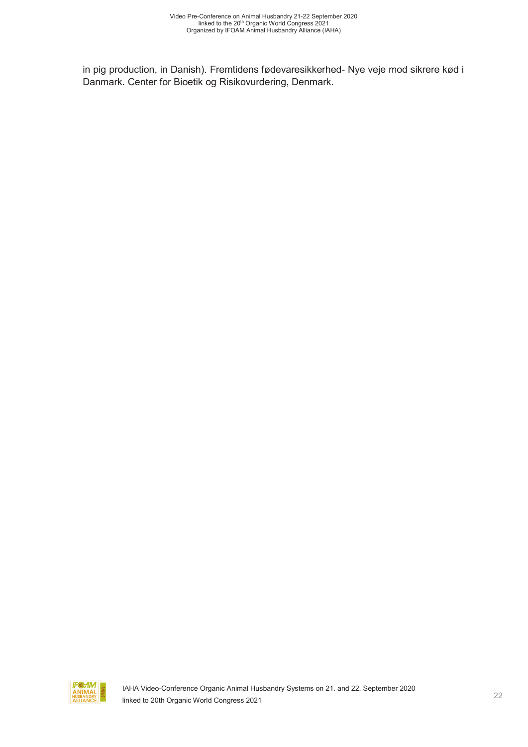in pig production, in Danish). Fremtidens fødevaresikkerhed- Nye veje mod sikrere kød i Danmark. Center for Bioetik og Risikovurdering, Denmark.